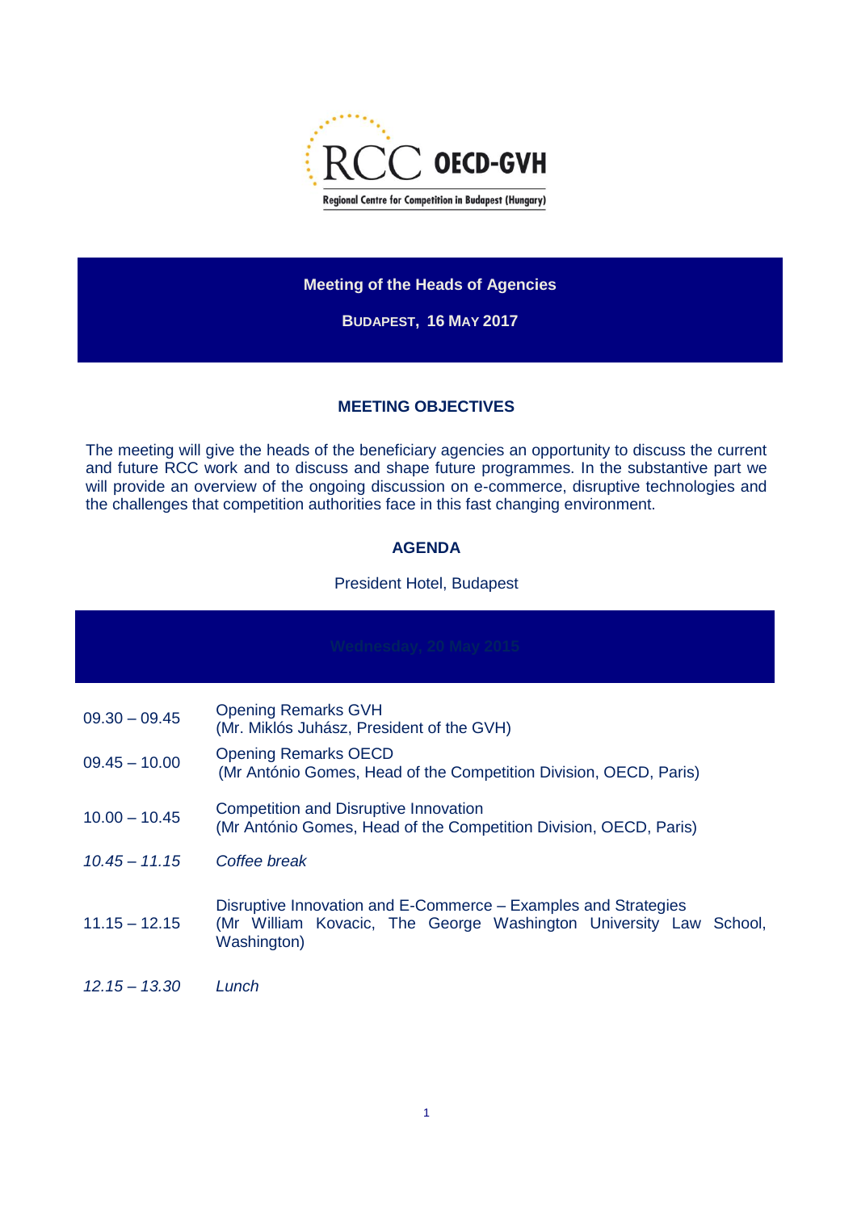RCC OECD-GVH

Regional Centre for Competition in Budapest (Hungary)

**Meeting of the Heads of Agencies**

**BUDAPEST, 16 MAY 2017**

## MEETING OBJECTIVES

The meeting will give the heads of the beneficiary agencies an opportunity to discuss the current and future RCC work and to discuss and shape future programmes. In the substantive part we will provide an overview of the ongoing discussion on e-commerce, disruptive technologies and the challenges that competition authorities face in this fast changing environment.

## AGENDA

President Hotel, Budapest

**Wednesday, 20 May 2015**

| Time | Session |
|---|---|
| 09.30 – 09.45 | Opening Remarks GVH<br>(Mr. Miklós Juhász, President of the GVH) |
| 09.45 – 10.00 | Opening Remarks OECD<br>(Mr António Gomes, Head of the Competition Division, OECD, Paris) |
| 10.00 – 10.45 | Competition and Disruptive Innovation<br>(Mr António Gomes, Head of the Competition Division, OECD, Paris) |
| *10.45 – 11.15* | *Coffee break* |
| 11.15 – 12.15 | Disruptive Innovation and E-Commerce – Examples and Strategies<br>(Mr William Kovacic, The George Washington University Law School, Washington) |
| *12.15 – 13.30* | *Lunch* |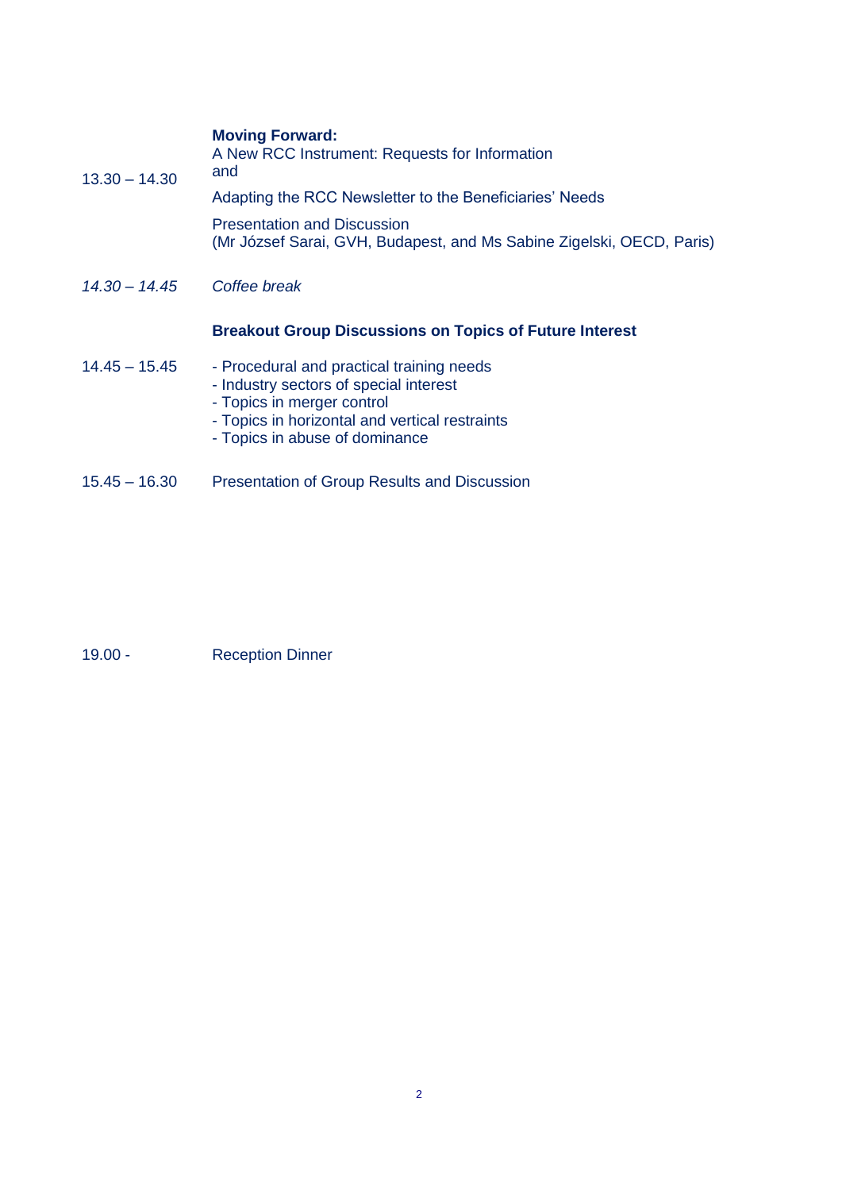| | |
|---|---|
| 13.30 – 14.30 | **Moving Forward:**<br>A New RCC Instrument: Requests for Information<br>and<br>Adapting the RCC Newsletter to the Beneficiaries' Needs<br><br>Presentation and Discussion<br>(Mr József Sarai, GVH, Budapest, and Ms Sabine Zigelski, OECD, Paris) |
| *14.30 – 14.45* | *Coffee break* |
| | **Breakout Group Discussions on Topics of Future Interest** |
| 14.45 – 15.45 | - Procedural and practical training needs<br>- Industry sectors of special interest<br>- Topics in merger control<br>- Topics in horizontal and vertical restraints<br>- Topics in abuse of dominance |
| 15.45 – 16.30 | Presentation of Group Results and Discussion |
| 19.00 - | Reception Dinner |